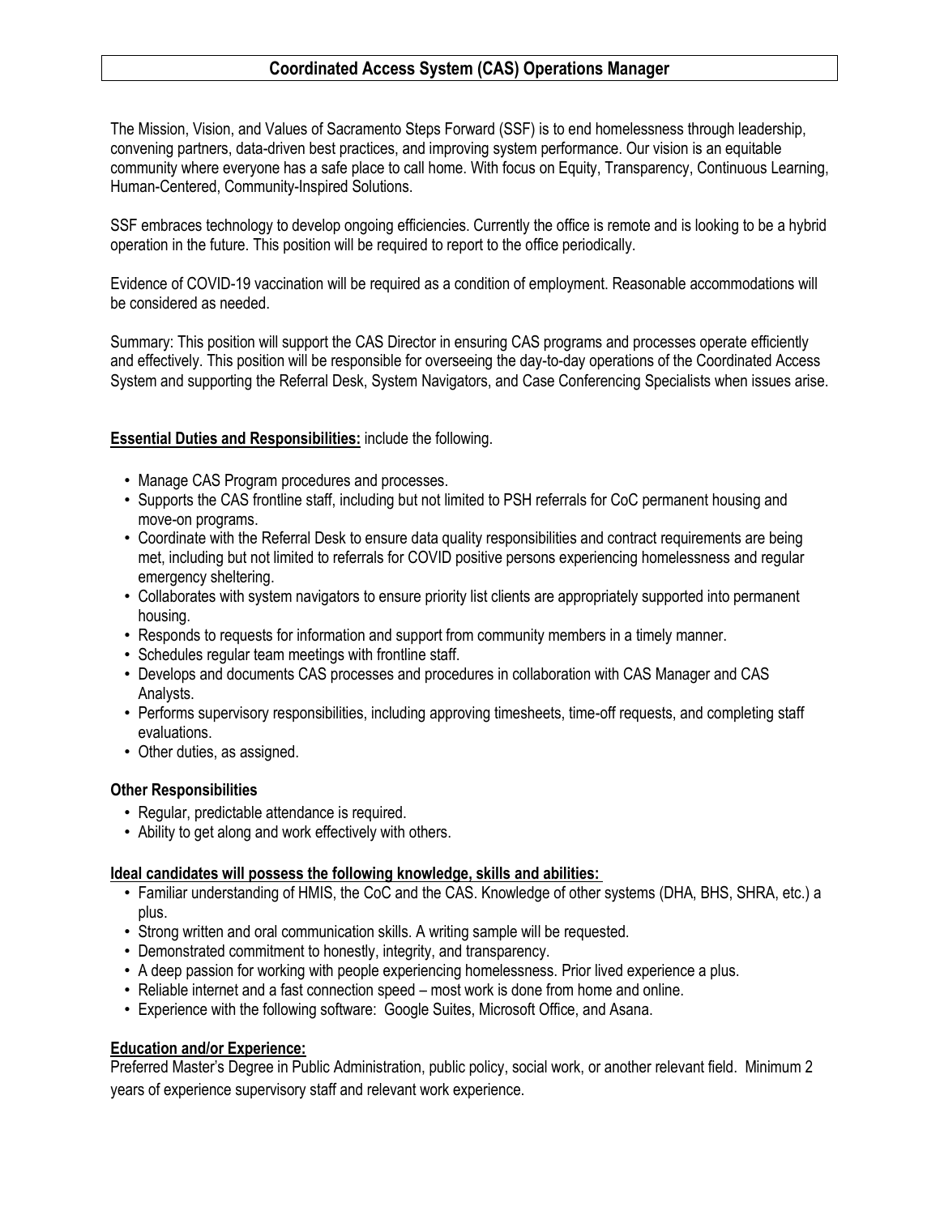# Coordinated Access System (CAS) Operations Manager

The Mission, Vision, and Values of Sacramento Steps Forward (SSF) is to end homelessness through leadership, convening partners, data-driven best practices, and improving system performance. Our vision is an equitable community where everyone has a safe place to call home. With focus on Equity, Transparency, Continuous Learning, Human-Centered, Community-Inspired Solutions.

SSF embraces technology to develop ongoing efficiencies. Currently the office is remote and is looking to be a hybrid operation in the future. This position will be required to report to the office periodically.

Evidence of COVID-19 vaccination will be required as a condition of employment. Reasonable accommodations will be considered as needed.

Summary: This position will support the CAS Director in ensuring CAS programs and processes operate efficiently and effectively. This position will be responsible for overseeing the day-to-day operations of the Coordinated Access System and supporting the Referral Desk, System Navigators, and Case Conferencing Specialists when issues arise.

**Essential Duties and Responsibilities:** include the following.

- Manage CAS Program procedures and processes.
- Supports the CAS frontline staff, including but not limited to PSH referrals for CoC permanent housing and move-on programs.
- Coordinate with the Referral Desk to ensure data quality responsibilities and contract requirements are being met, including but not limited to referrals for COVID positive persons experiencing homelessness and regular emergency sheltering.
- Collaborates with system navigators to ensure priority list clients are appropriately supported into permanent housing.
- Responds to requests for information and support from community members in a timely manner.
- Schedules regular team meetings with frontline staff.
- Develops and documents CAS processes and procedures in collaboration with CAS Manager and CAS Analysts.
- Performs supervisory responsibilities, including approving timesheets, time-off requests, and completing staff evaluations.
- Other duties, as assigned.

**Other Responsibilities**

- Regular, predictable attendance is required.
- Ability to get along and work effectively with others.

**Ideal candidates will possess the following knowledge, skills and abilities:**

- Familiar understanding of HMIS, the CoC and the CAS. Knowledge of other systems (DHA, BHS, SHRA, etc.) a plus.
- Strong written and oral communication skills. A writing sample will be requested.
- Demonstrated commitment to honestly, integrity, and transparency.
- A deep passion for working with people experiencing homelessness. Prior lived experience a plus.
- Reliable internet and a fast connection speed – most work is done from home and online.
- Experience with the following software: Google Suites, Microsoft Office, and Asana.

**Education and/or Experience:**

Preferred Master's Degree in Public Administration, public policy, social work, or another relevant field. Minimum 2 years of experience supervisory staff and relevant work experience.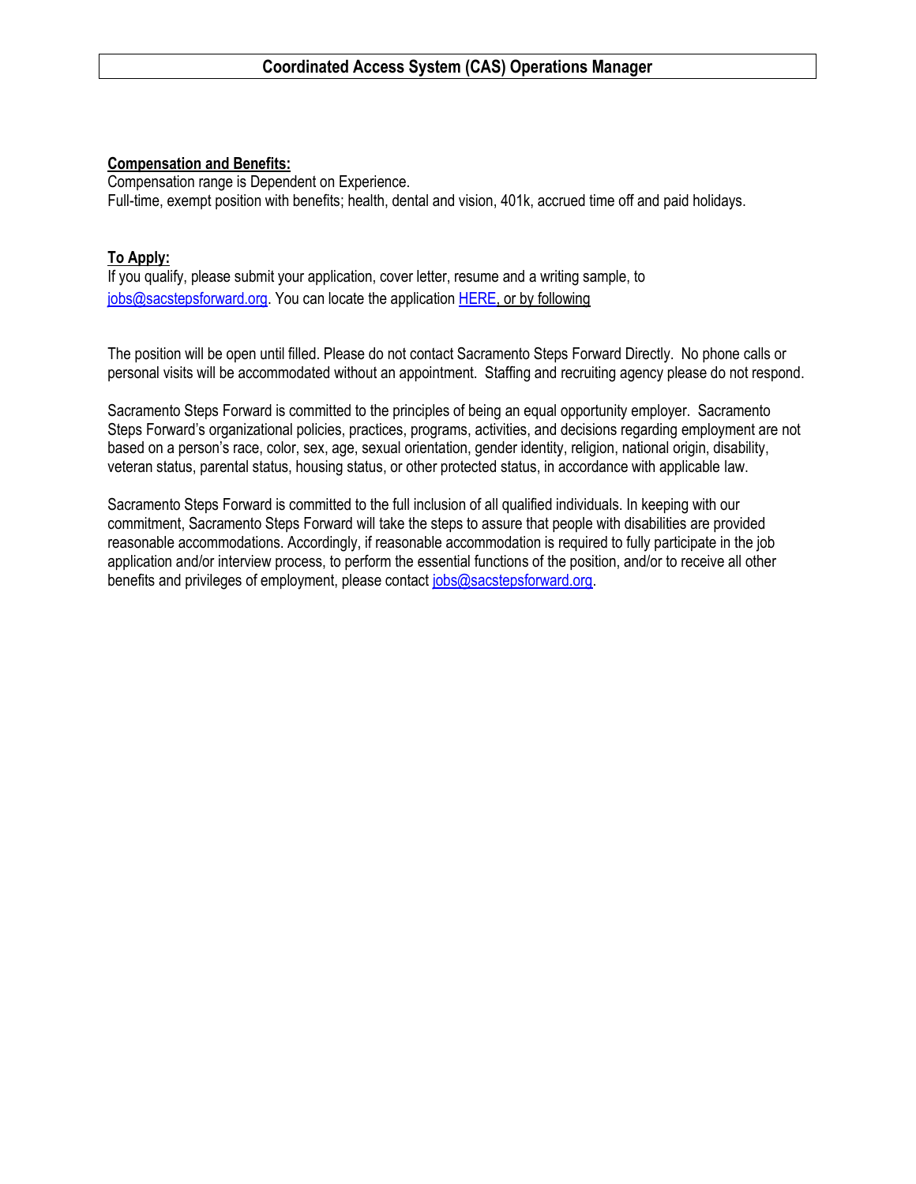# Coordinated Access System (CAS) Operations Manager

**Compensation and Benefits:**

Compensation range is Dependent on Experience.
Full-time, exempt position with benefits; health, dental and vision, 401k, accrued time off and paid holidays.

**To Apply:**

If you qualify, please submit your application, cover letter, resume and a writing sample, to jobs@sacstepsforward.org. You can locate the application HERE, or by following

The position will be open until filled. Please do not contact Sacramento Steps Forward Directly. No phone calls or personal visits will be accommodated without an appointment. Staffing and recruiting agency please do not respond.

Sacramento Steps Forward is committed to the principles of being an equal opportunity employer. Sacramento Steps Forward's organizational policies, practices, programs, activities, and decisions regarding employment are not based on a person's race, color, sex, age, sexual orientation, gender identity, religion, national origin, disability, veteran status, parental status, housing status, or other protected status, in accordance with applicable law.

Sacramento Steps Forward is committed to the full inclusion of all qualified individuals. In keeping with our commitment, Sacramento Steps Forward will take the steps to assure that people with disabilities are provided reasonable accommodations. Accordingly, if reasonable accommodation is required to fully participate in the job application and/or interview process, to perform the essential functions of the position, and/or to receive all other benefits and privileges of employment, please contact jobs@sacstepsforward.org.